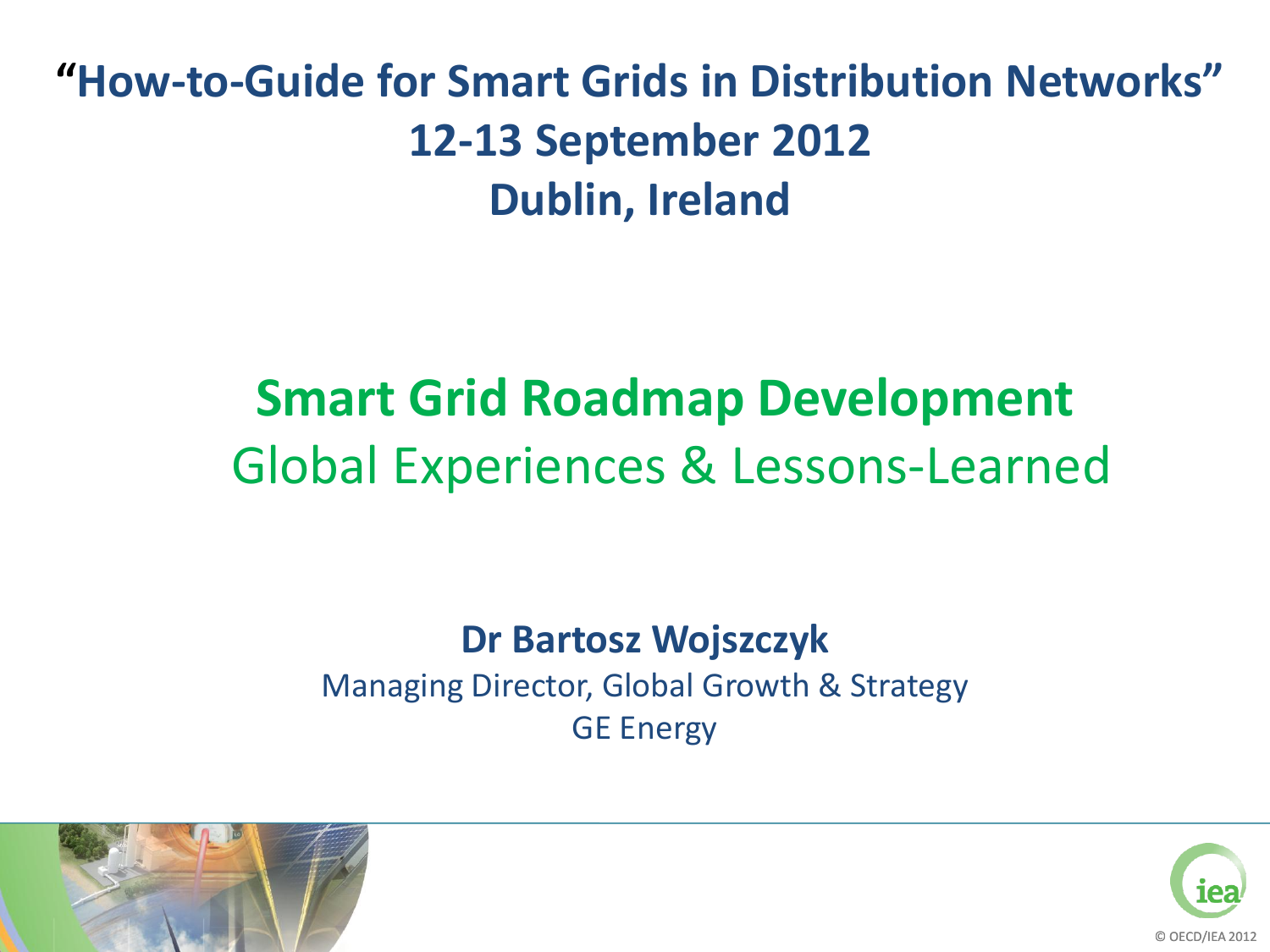# "How-to-Guide for Smart Grids in Distribution Networks"

## 12-13 September 2012

## Dublin, Ireland

# Smart Grid Roadmap Development

Global Experiences & Lessons-Learned

**Dr Bartosz Wojszczyk**

Managing Director, Global Growth & Strategy

GE Energy

© OECD/IEA 2012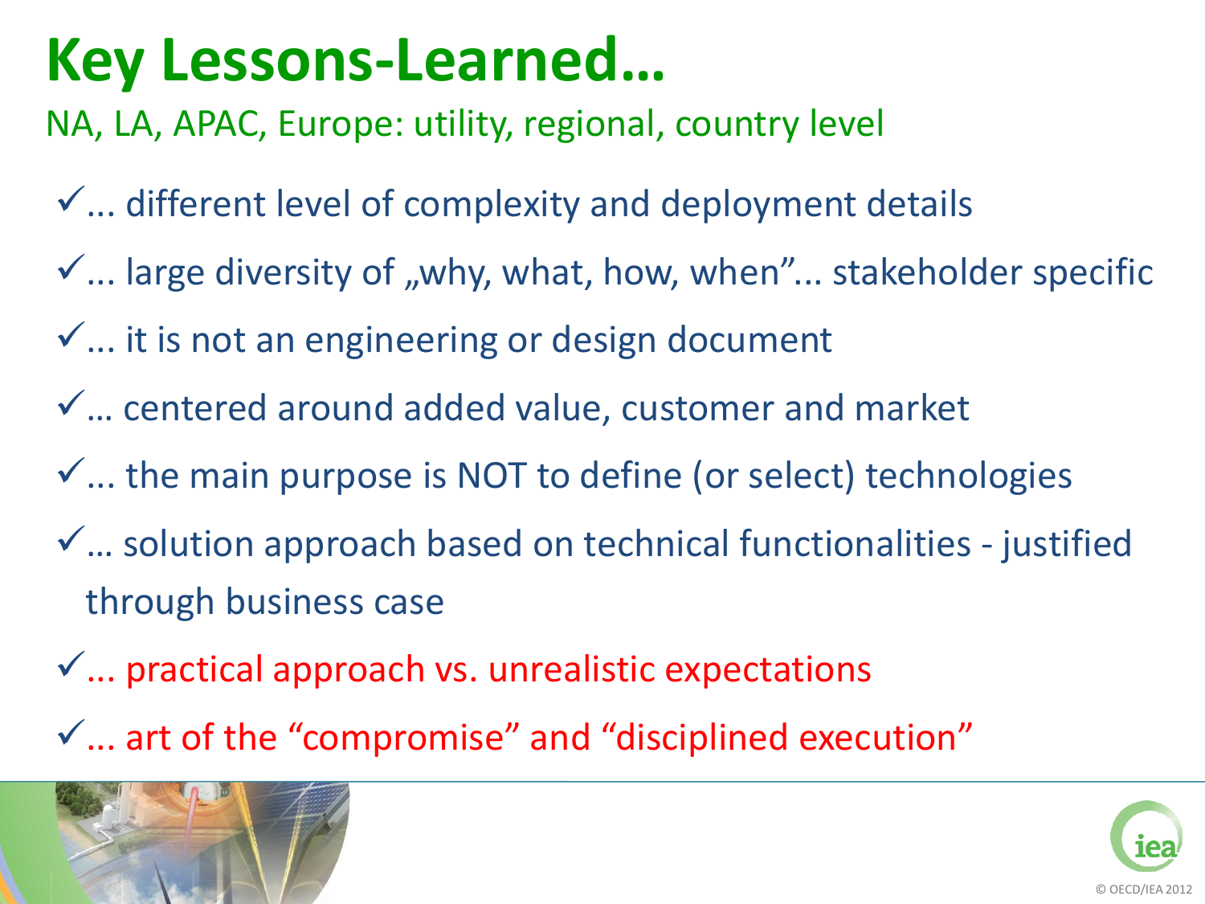# Key Lessons-Learned…

NA, LA, APAC, Europe: utility, regional, country level

- ✓... different level of complexity and deployment details
- ✓... large diversity of „why, what, how, when"... stakeholder specific
- ✓... it is not an engineering or design document
- ✓… centered around added value, customer and market
- ✓... the main purpose is NOT to define (or select) technologies
- ✓… solution approach based on technical functionalities - justified through business case
- ✓... practical approach vs. unrealistic expectations
- ✓... art of the "compromise" and "disciplined execution"

© OECD/IEA 2012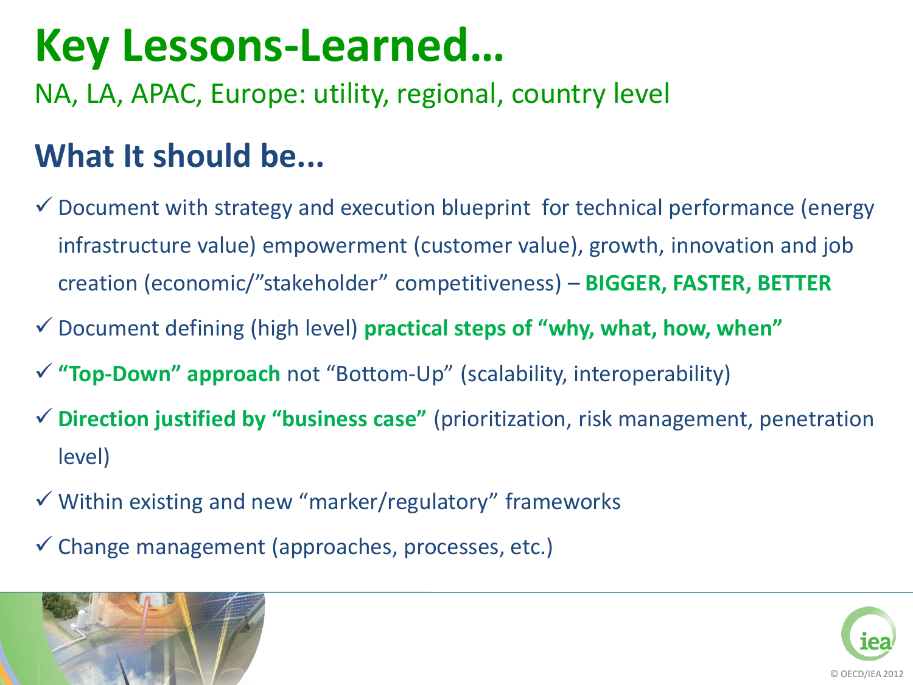# Key Lessons-Learned…

NA, LA, APAC, Europe: utility, regional, country level

## What It should be...

- ✓ Document with strategy and execution blueprint for technical performance (energy infrastructure value) empowerment (customer value), growth, innovation and job creation (economic/"stakeholder" competitiveness) – **BIGGER, FASTER, BETTER**
- ✓ Document defining (high level) **practical steps of "why, what, how, when"**
- ✓ **"Top-Down" approach** not "Bottom-Up" (scalability, interoperability)
- ✓ **Direction justified by "business case"** (prioritization, risk management, penetration level)
- ✓ Within existing and new "marker/regulatory" frameworks
- ✓ Change management (approaches, processes, etc.)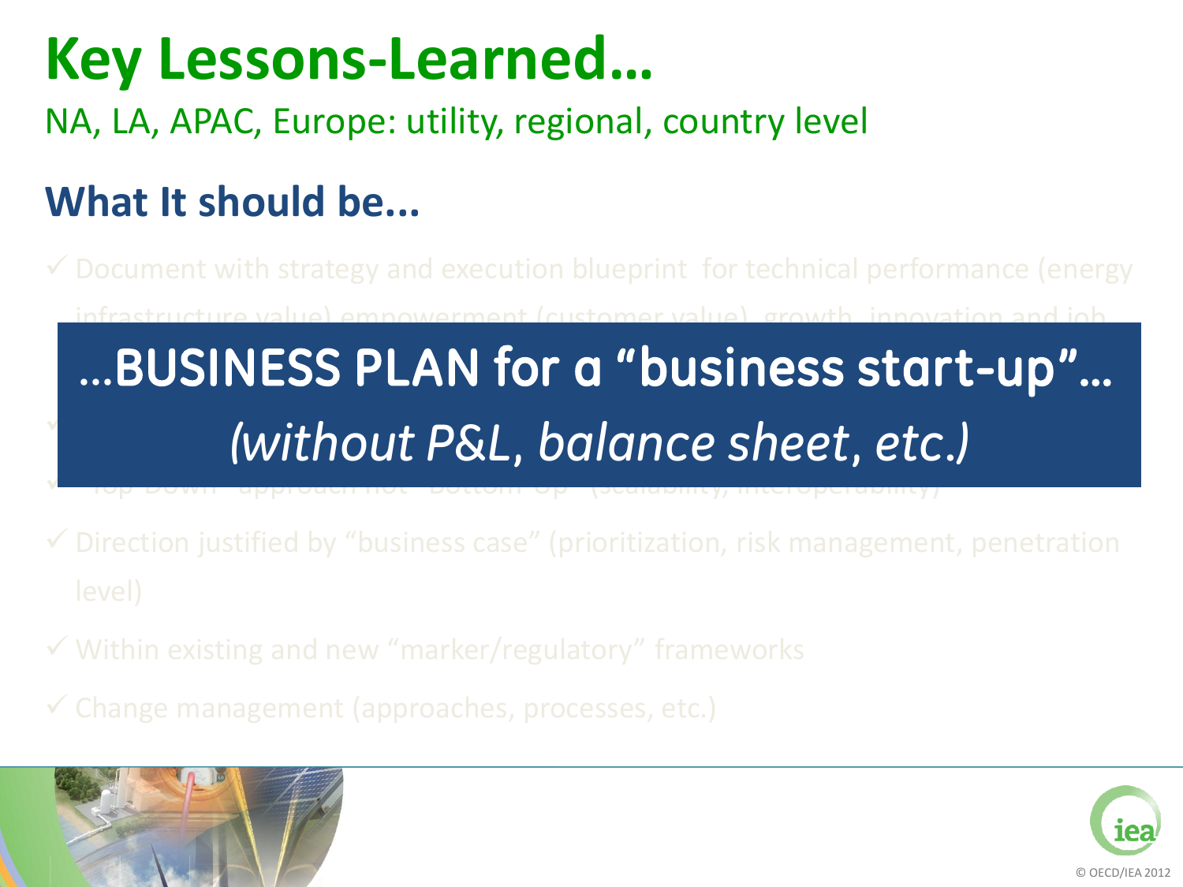# Key Lessons-Learned…

NA, LA, APAC, Europe: utility, regional, country level

## What It should be...

- ✓ Document with strategy and execution blueprint for technical performance (energy infrastructure value) empowerment (customer value), growth, innovation and job
- ✓
- ✓ "Top-Down" approach not "Bottom-Up" (scalability, interoperability)

**…BUSINESS PLAN for a "business start-up"…**

*(without P&L, balance sheet, etc.)*

- ✓ Direction justified by "business case" (prioritization, risk management, penetration level)
- ✓ Within existing and new "marker/regulatory" frameworks
- ✓ Change management (approaches, processes, etc.)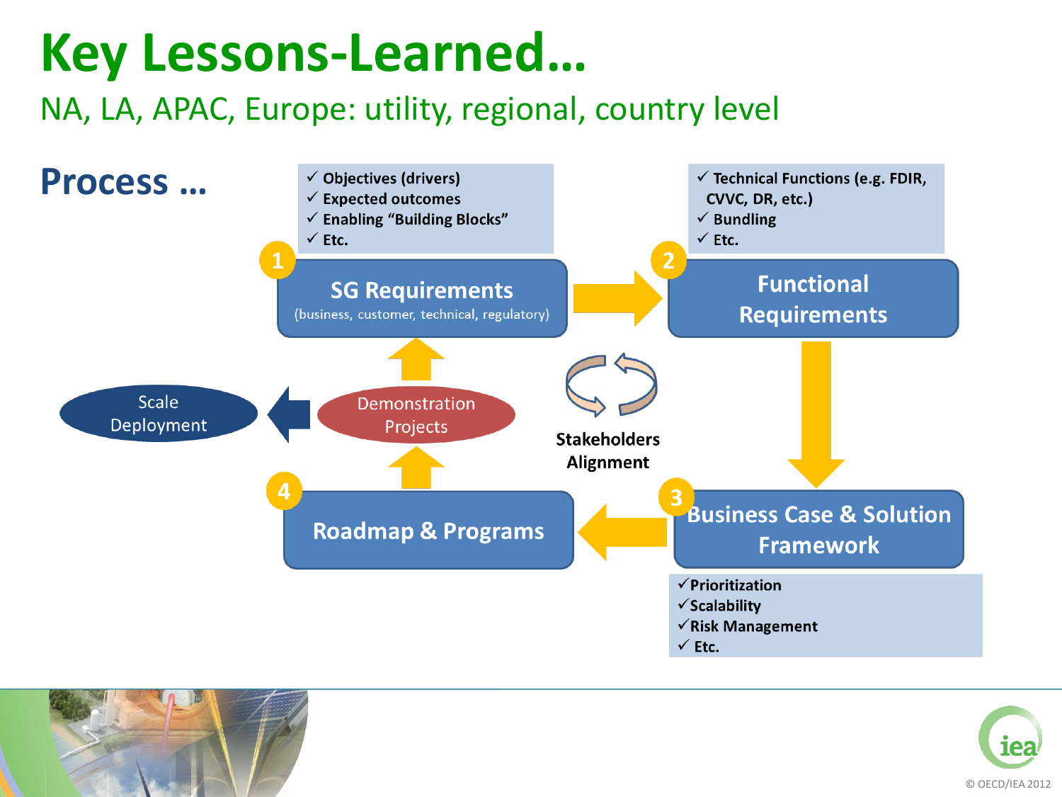# Key Lessons-Learned…

NA, LA, APAC, Europe: utility, regional, country level

## Process …

- ✓ Objectives (drivers)
- ✓ Expected outcomes
- ✓ Enabling "Building Blocks"
- ✓ Etc.

**1 SG Requirements**
(business, customer, technical, regulatory)

- ✓ Technical Functions (e.g. FDIR, CVVC, DR, etc.)
- ✓ Bundling
- ✓ Etc.

**2 Functional Requirements**

**3 Business Case & Solution Framework**

- ✓ Prioritization
- ✓ Scalability
- ✓ Risk Management
- ✓ Etc.

**4 Roadmap & Programs**

Demonstration Projects

Scale Deployment

**Stakeholders Alignment**

© OECD/IEA 2012